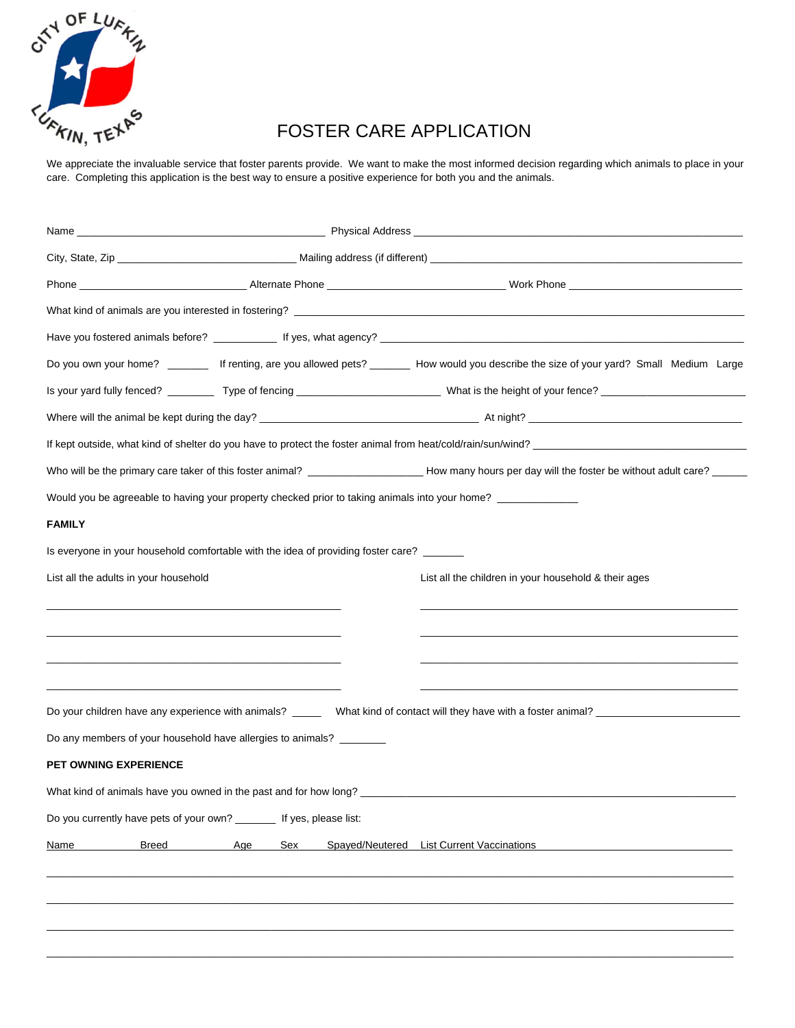CITY OF LUFKIN

LUFKIN, TEXAS

# FOSTER CARE APPLICATION

We appreciate the invaluable service that foster parents provide. We want to make the most informed decision regarding which animals to place in your care. Completing this application is the best way to ensure a positive experience for both you and the animals.

Name ____________________ Physical Address ____________________

City, State, Zip ____________________ Mailing address (if different) ____________________

Phone ____________________ Alternate Phone ____________________ Work Phone ____________________

What kind of animals are you interested in fostering? ____________________

Have you fostered animals before? __________ If yes, what agency? ____________________

Do you own your home? _______ If renting, are you allowed pets? _______ How would you describe the size of your yard? Small Medium Large

Is your yard fully fenced? ________ Type of fencing ____________________ What is the height of your fence? ____________________

Where will the animal be kept during the day? ____________________ At night? ____________________

If kept outside, what kind of shelter do you have to protect the foster animal from heat/cold/rain/sun/wind? ____________________

Who will be the primary care taker of this foster animal? ____________________ How many hours per day will the foster be without adult care? ______

Would you be agreeable to having your property checked prior to taking animals into your home? _____________

**FAMILY**

Is everyone in your household comfortable with the idea of providing foster care? _______

| List all the adults in your household | List all the children in your household & their ages |
|---|---|
| | |
| | |
| | |
| | |

Do your children have any experience with animals? _____ What kind of contact will they have with a foster animal? ____________________

Do any members of your household have allergies to animals? ________

**PET OWNING EXPERIENCE**

What kind of animals have you owned in the past and for how long? ____________________

Do you currently have pets of your own? _______ If yes, please list:

| Name | Breed | Age | Sex | Spayed/Neutered | List Current Vaccinations |
|---|---|---|---|---|---|
| | | | | | |
| | | | | | |
| | | | | | |
| | | | | | |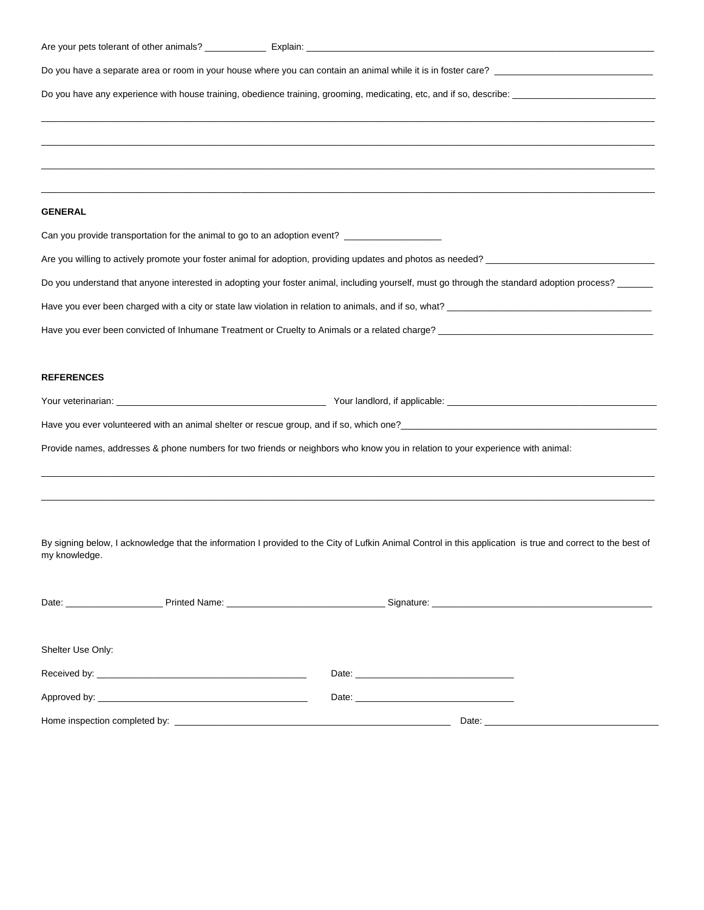Are your pets tolerant of other animals? ____________ Explain: ____________________________________________________________________

Do you have a separate area or room in your house where you can contain an animal while it is in foster care? ______________________________

Do you have any experience with house training, obedience training, grooming, medicating, etc, and if so, describe: ___________________________

_______________________________________________________________________________________________________________

_______________________________________________________________________________________________________________

_______________________________________________________________________________________________________________

_______________________________________________________________________________________________________________

**GENERAL**

Can you provide transportation for the animal to go to an adoption event? ___________________

Are you willing to actively promote your foster animal for adoption, providing updates and photos as needed? ________________________________

Do you understand that anyone interested in adopting your foster animal, including yourself, must go through the standard adoption process? _______

Have you ever been charged with a city or state law violation in relation to animals, and if so, what? ______________________________________

Have you ever been convicted of Inhumane Treatment or Cruelty to Animals or a related charge? _________________________________________

**REFERENCES**

Your veterinarian: ________________________________________ Your landlord, if applicable: _________________________________________

Have you ever volunteered with an animal shelter or rescue group, and if so, which one?_________________________________________________

Provide names, addresses & phone numbers for two friends or neighbors who know you in relation to your experience with animal:

_______________________________________________________________________________________________________________

_______________________________________________________________________________________________________________

By signing below, I acknowledge that the information I provided to the City of Lufkin Animal Control in this application is true and correct to the best of my knowledge.

Date: ___________________ Printed Name: ______________________________ Signature: ___________________________________________

Shelter Use Only:

Received by: ________________________________________ Date: ______________________________

Approved by: ________________________________________ Date: ______________________________

Home inspection completed by: _____________________________________________________ Date: _________________________________